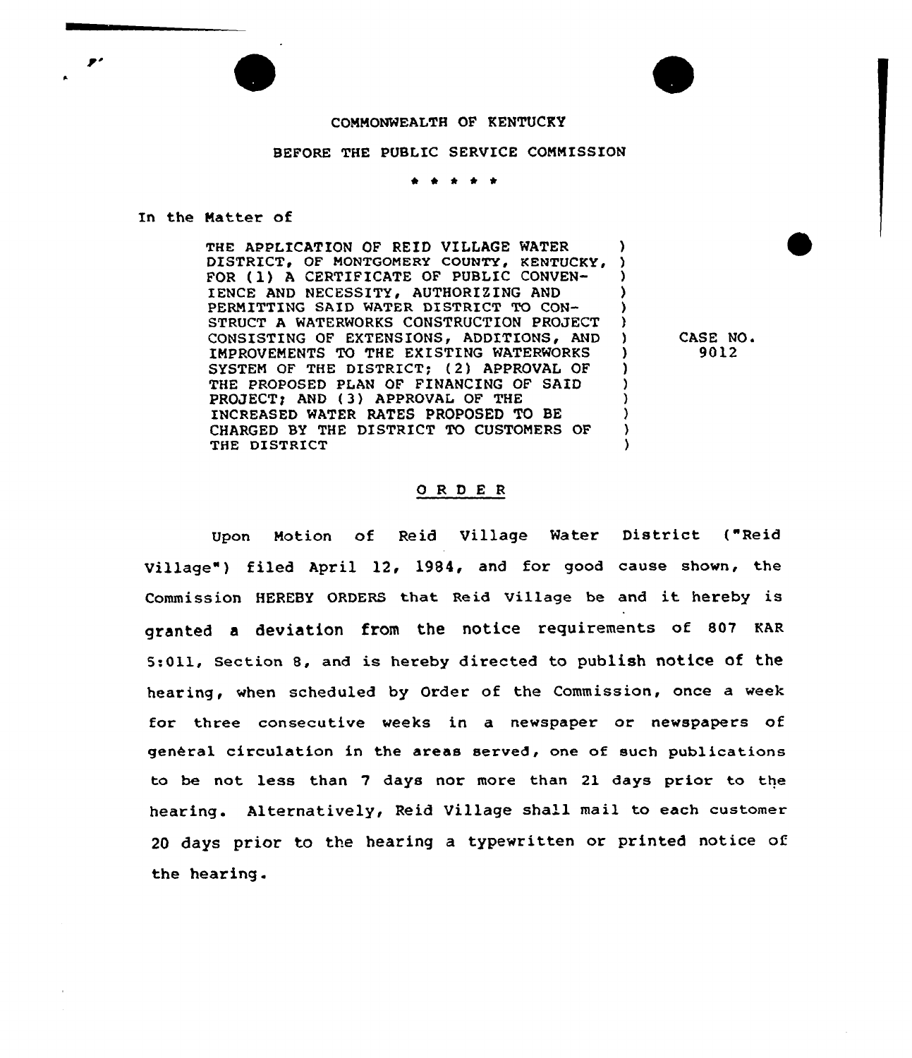COMMONWEALTH OF KENTUCKY

BEFORE THE PUBLIC SERVICE COMMISSION

\* \* \* \* \*

In the Matter of

THE APPLICATION OF REID VILLAGE WATER DISTRICT, OF MONTGOMERY COUNTY, KENTUCKY, FOR (1) A CERTIFICATE OF PUBLIC CONVENIENCE AND NECESSITY, AUTHORIZING AND PERMITTING SAID WATER DISTRICT TO CONSTRUCT A WATERWORKS CONSTRUCTION PROJECT CONSISTING OF EXTENSIONS, ADDITIONS, AND IMPROVEMENTS TO THE EXISTING WATERWORKS SYSTEM OF THE DISTRICT; (2) APPROVAL OF THE PROPOSED PLAN OF FINANCING OF SAID PROJECT; AND (3) APPROVAL OF THE INCREASED WATER RATES PROPOSED TO BE CHARGED BY THE DISTRICT TO CUSTOMERS OF THE DISTRICT

CASE NO. 9012

## O R D E R

Upon Motion of Reid Village Water District ("Reid Village") filed April 12, 1984, and for good cause shown, the Commission HEREBY ORDERS that Reid Village be and it hereby is granted a deviation from the notice requirements of 807 KAR 5:011, Section 8, and is hereby directed to publish notice of the hearing, when scheduled by Order of the Commission, once a week for three consecutive weeks in a newspaper or newspapers of general circulation in the areas served, one of such publications to be not less than 7 days nor more than 21 days prior to the hearing. Alternatively, Reid Village shall mail to each customer 20 days prior to the hearing a typewritten or printed notice of the hearing.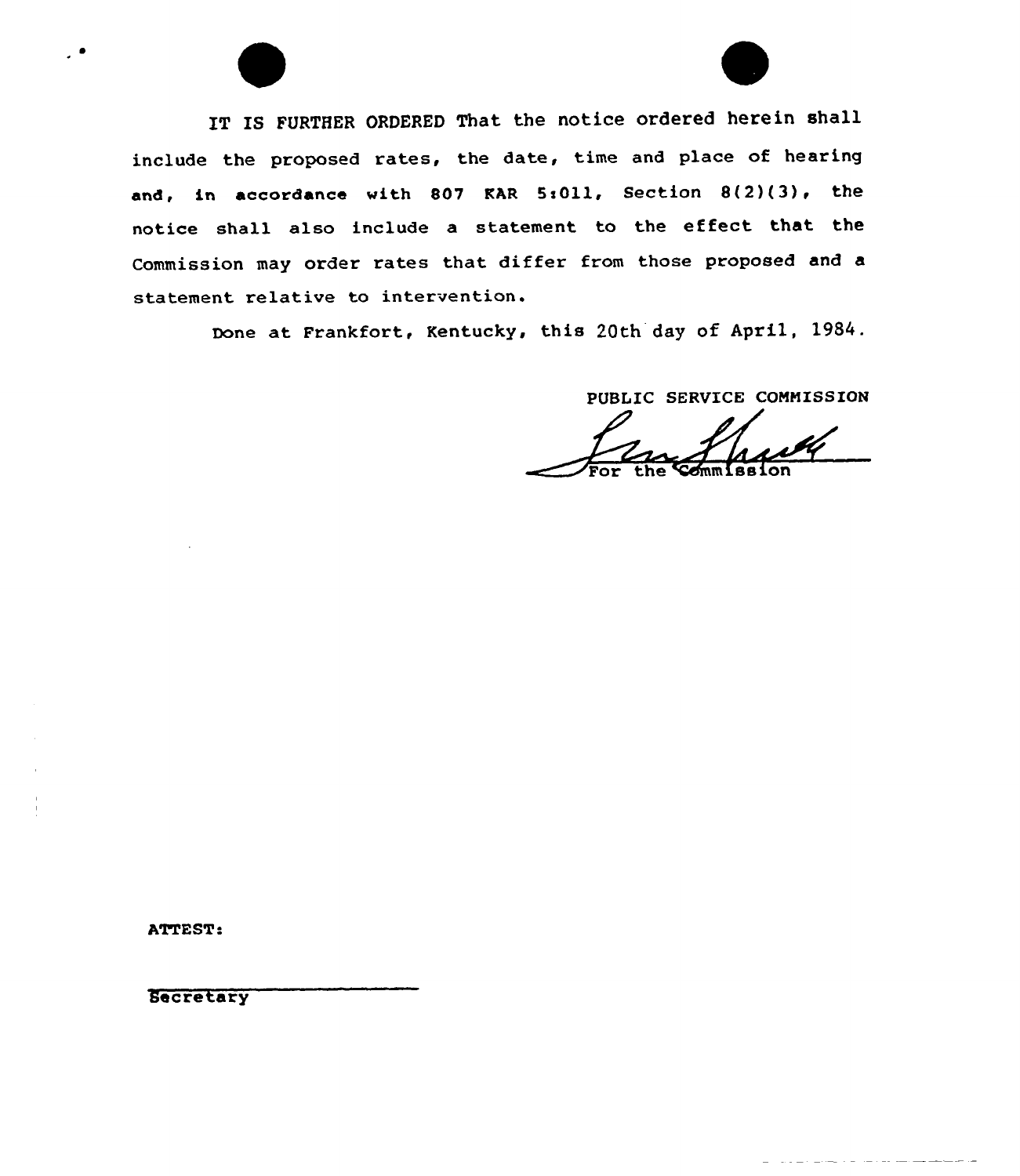IT IS FURTHER ORDERED That the notice ordered herein shall include the proposed rates, the date, time and place of hearing and, in accordance with 807 KAR 5:011, Section 8(2)(3), the notice shall also include a statement to the effect that the Commission may order rates that differ from those proposed and a statement relative to intervention.

Done at Frankfort, Kentucky, this 20th day of April, 1984.

PUBLIC SERVICE COMMISSION

For the Commission

ATTEST:

Secretary